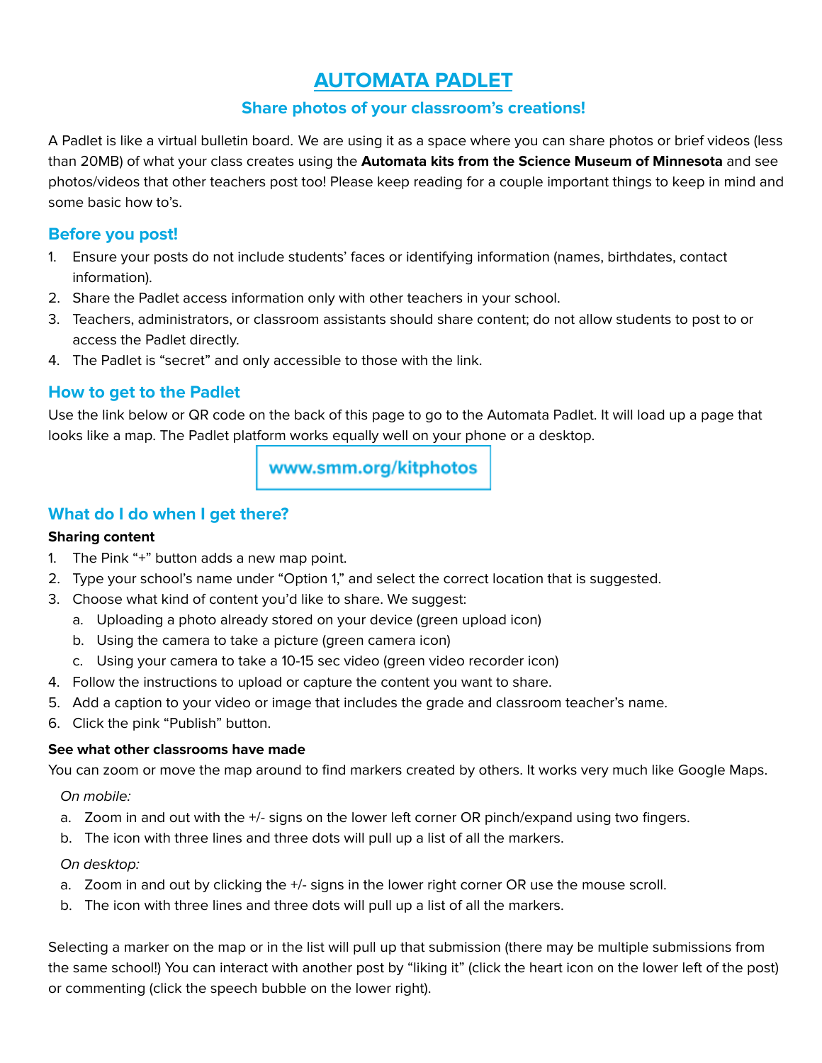# AUTOMATA PADLET

### Share photos of your classroom's creations!

A Padlet is like a virtual bulletin board. We are using it as a space where you can share photos or brief videos (less than 20MB) of what your class creates using the **Automata kits from the Science Museum of Minnesota** and see photos/videos that other teachers post too! Please keep reading for a couple important things to keep in mind and some basic how to's.

## Before you post!

1. Ensure your posts do not include students' faces or identifying information (names, birthdates, contact information).
2. Share the Padlet access information only with other teachers in your school.
3. Teachers, administrators, or classroom assistants should share content; do not allow students to post to or access the Padlet directly.
4. The Padlet is "secret" and only accessible to those with the link.

## How to get to the Padlet

Use the link below or QR code on the back of this page to go to the Automata Padlet. It will load up a page that looks like a map. The Padlet platform works equally well on your phone or a desktop.

**www.smm.org/kitphotos**

## What do I do when I get there?

**Sharing content**

1. The Pink "+" button adds a new map point.
2. Type your school's name under "Option 1," and select the correct location that is suggested.
3. Choose what kind of content you'd like to share. We suggest:
   a. Uploading a photo already stored on your device (green upload icon)
   b. Using the camera to take a picture (green camera icon)
   c. Using your camera to take a 10-15 sec video (green video recorder icon)
4. Follow the instructions to upload or capture the content you want to share.
5. Add a caption to your video or image that includes the grade and classroom teacher's name.
6. Click the pink "Publish" button.

**See what other classrooms have made**

You can zoom or move the map around to find markers created by others. It works very much like Google Maps.

*On mobile:*

a. Zoom in and out with the +/- signs on the lower left corner OR pinch/expand using two fingers.
b. The icon with three lines and three dots will pull up a list of all the markers.

*On desktop:*

a. Zoom in and out by clicking the +/- signs in the lower right corner OR use the mouse scroll.
b. The icon with three lines and three dots will pull up a list of all the markers.

Selecting a marker on the map or in the list will pull up that submission (there may be multiple submissions from the same school!) You can interact with another post by "liking it" (click the heart icon on the lower left of the post) or commenting (click the speech bubble on the lower right).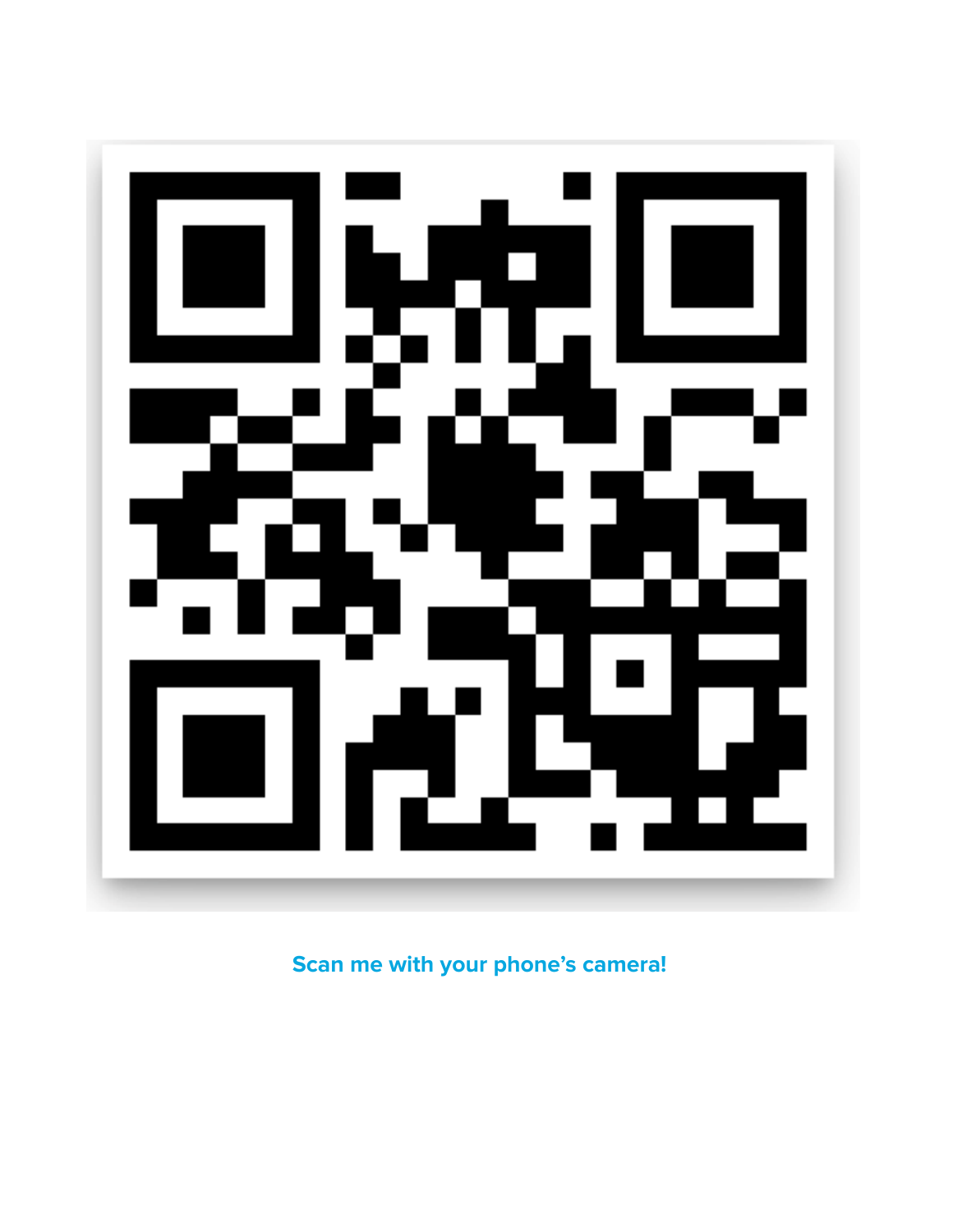Scan me with your phone's camera!